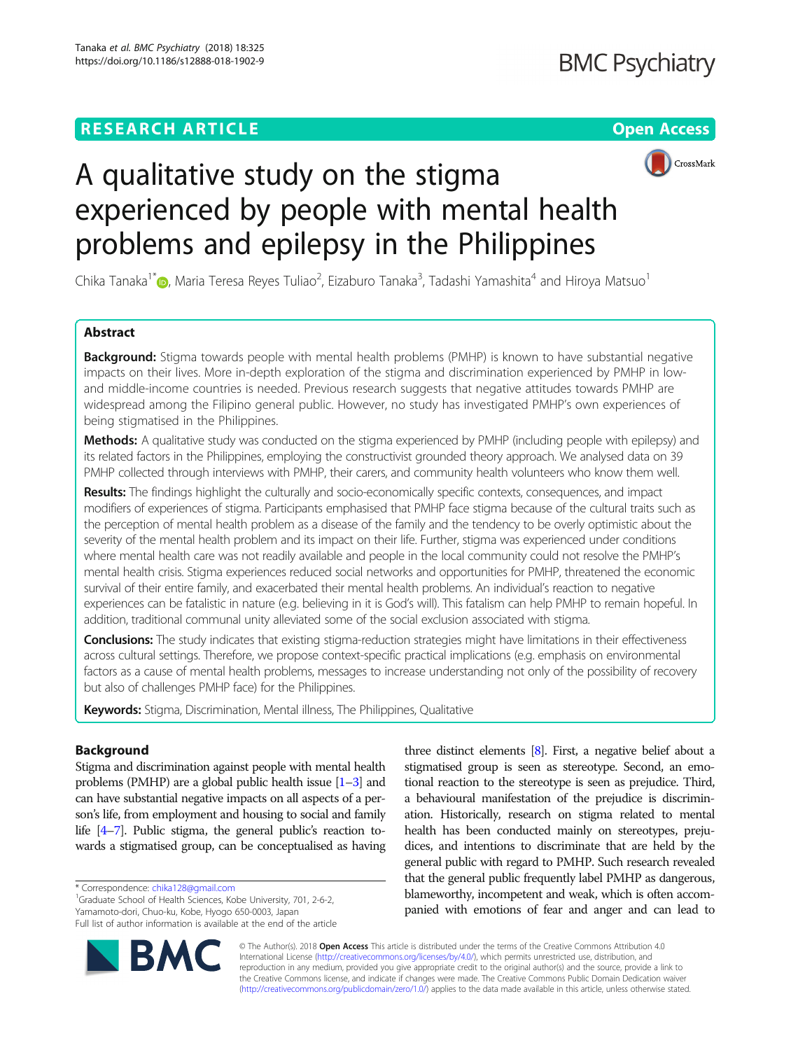# A qualitative study on the stigma experienced by people with mental health problems and epilepsy in the Philippines

Chika Tanaka[1*], Maria Teresa Reyes Tuliao[2], Eizaburo Tanaka[3], Tadashi Yamashita[4] and Hiroya Matsuo[1]

## Abstract

**Background:** Stigma towards people with mental health problems (PMHP) is known to have substantial negative impacts on their lives. More in-depth exploration of the stigma and discrimination experienced by PMHP in low- and middle-income countries is needed. Previous research suggests that negative attitudes towards PMHP are widespread among the Filipino general public. However, no study has investigated PMHP's own experiences of being stigmatised in the Philippines.

**Methods:** A qualitative study was conducted on the stigma experienced by PMHP (including people with epilepsy) and its related factors in the Philippines, employing the constructivist grounded theory approach. We analysed data on 39 PMHP collected through interviews with PMHP, their carers, and community health volunteers who know them well.

**Results:** The findings highlight the culturally and socio-economically specific contexts, consequences, and impact modifiers of experiences of stigma. Participants emphasised that PMHP face stigma because of the cultural traits such as the perception of mental health problem as a disease of the family and the tendency to be overly optimistic about the severity of the mental health problem and its impact on their life. Further, stigma was experienced under conditions where mental health care was not readily available and people in the local community could not resolve the PMHP's mental health crisis. Stigma experiences reduced social networks and opportunities for PMHP, threatened the economic survival of their entire family, and exacerbated their mental health problems. An individual's reaction to negative experiences can be fatalistic in nature (e.g. believing in it is God's will). This fatalism can help PMHP to remain hopeful. In addition, traditional communal unity alleviated some of the social exclusion associated with stigma.

**Conclusions:** The study indicates that existing stigma-reduction strategies might have limitations in their effectiveness across cultural settings. Therefore, we propose context-specific practical implications (e.g. emphasis on environmental factors as a cause of mental health problems, messages to increase understanding not only of the possibility of recovery but also of challenges PMHP face) for the Philippines.

**Keywords:** Stigma, Discrimination, Mental illness, The Philippines, Qualitative

## Background

Stigma and discrimination against people with mental health problems (PMHP) are a global public health issue [1–3] and can have substantial negative impacts on all aspects of a person's life, from employment and housing to social and family life [4–7]. Public stigma, the general public's reaction towards a stigmatised group, can be conceptualised as having three distinct elements [8]. First, a negative belief about a stigmatised group is seen as stereotype. Second, an emotional reaction to the stereotype is seen as prejudice. Third, a behavioural manifestation of the prejudice is discrimination. Historically, research on stigma related to mental health has been conducted mainly on stereotypes, prejudices, and intentions to discriminate that are held by the general public with regard to PMHP. Such research revealed that the general public frequently label PMHP as dangerous, blameworthy, incompetent and weak, which is often accompanied with emotions of fear and anger and can lead to

\* Correspondence: chika128@gmail.com
[1]Graduate School of Health Sciences, Kobe University, 701, 2-6-2, Yamamoto-dori, Chuo-ku, Kobe, Hyogo 650-0003, Japan
Full list of author information is available at the end of the article

© The Author(s). 2018 **Open Access** This article is distributed under the terms of the Creative Commons Attribution 4.0 International License (http://creativecommons.org/licenses/by/4.0/), which permits unrestricted use, distribution, and reproduction in any medium, provided you give appropriate credit to the original author(s) and the source, provide a link to the Creative Commons license, and indicate if changes were made. The Creative Commons Public Domain Dedication waiver (http://creativecommons.org/publicdomain/zero/1.0/) applies to the data made available in this article, unless otherwise stated.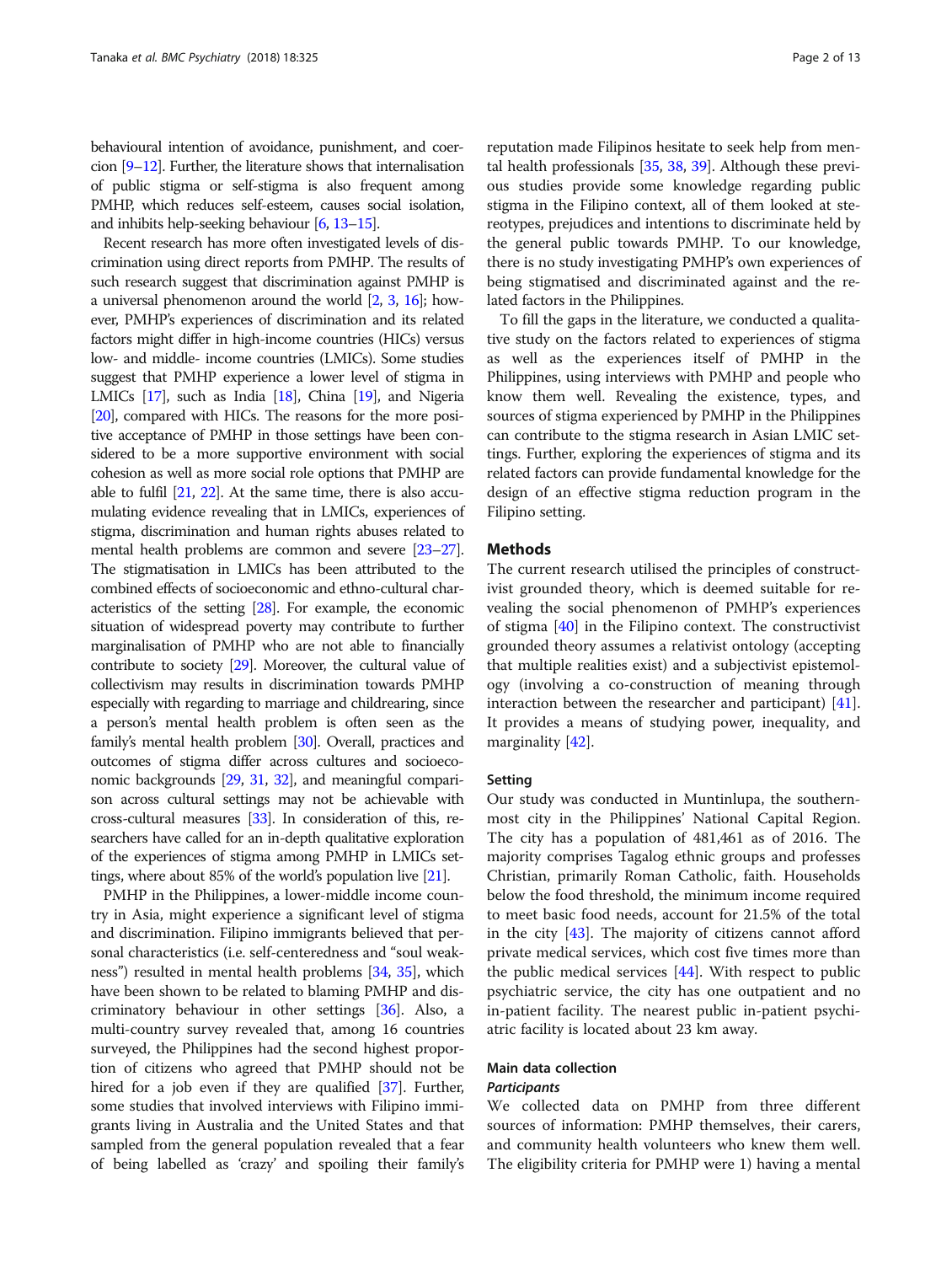behavioural intention of avoidance, punishment, and coercion [9–12]. Further, the literature shows that internalisation of public stigma or self-stigma is also frequent among PMHP, which reduces self-esteem, causes social isolation, and inhibits help-seeking behaviour [6, 13–15].

Recent research has more often investigated levels of discrimination using direct reports from PMHP. The results of such research suggest that discrimination against PMHP is a universal phenomenon around the world [2, 3, 16]; however, PMHP's experiences of discrimination and its related factors might differ in high-income countries (HICs) versus low- and middle- income countries (LMICs). Some studies suggest that PMHP experience a lower level of stigma in LMICs [17], such as India [18], China [19], and Nigeria [20], compared with HICs. The reasons for the more positive acceptance of PMHP in those settings have been considered to be a more supportive environment with social cohesion as well as more social role options that PMHP are able to fulfil [21, 22]. At the same time, there is also accumulating evidence revealing that in LMICs, experiences of stigma, discrimination and human rights abuses related to mental health problems are common and severe [23–27]. The stigmatisation in LMICs has been attributed to the combined effects of socioeconomic and ethno-cultural characteristics of the setting [28]. For example, the economic situation of widespread poverty may contribute to further marginalisation of PMHP who are not able to financially contribute to society [29]. Moreover, the cultural value of collectivism may results in discrimination towards PMHP especially with regarding to marriage and childrearing, since a person's mental health problem is often seen as the family's mental health problem [30]. Overall, practices and outcomes of stigma differ across cultures and socioeconomic backgrounds [29, 31, 32], and meaningful comparison across cultural settings may not be achievable with cross-cultural measures [33]. In consideration of this, researchers have called for an in-depth qualitative exploration of the experiences of stigma among PMHP in LMICs settings, where about 85% of the world's population live [21].

PMHP in the Philippines, a lower-middle income country in Asia, might experience a significant level of stigma and discrimination. Filipino immigrants believed that personal characteristics (i.e. self-centeredness and "soul weakness") resulted in mental health problems [34, 35], which have been shown to be related to blaming PMHP and discriminatory behaviour in other settings [36]. Also, a multi-country survey revealed that, among 16 countries surveyed, the Philippines had the second highest proportion of citizens who agreed that PMHP should not be hired for a job even if they are qualified [37]. Further, some studies that involved interviews with Filipino immigrants living in Australia and the United States and that sampled from the general population revealed that a fear of being labelled as 'crazy' and spoiling their family's reputation made Filipinos hesitate to seek help from mental health professionals [35, 38, 39]. Although these previous studies provide some knowledge regarding public stigma in the Filipino context, all of them looked at stereotypes, prejudices and intentions to discriminate held by the general public towards PMHP. To our knowledge, there is no study investigating PMHP's own experiences of being stigmatised and discriminated against and the related factors in the Philippines.

To fill the gaps in the literature, we conducted a qualitative study on the factors related to experiences of stigma as well as the experiences itself of PMHP in the Philippines, using interviews with PMHP and people who know them well. Revealing the existence, types, and sources of stigma experienced by PMHP in the Philippines can contribute to the stigma research in Asian LMIC settings. Further, exploring the experiences of stigma and its related factors can provide fundamental knowledge for the design of an effective stigma reduction program in the Filipino setting.

## Methods

The current research utilised the principles of constructivist grounded theory, which is deemed suitable for revealing the social phenomenon of PMHP's experiences of stigma [40] in the Filipino context. The constructivist grounded theory assumes a relativist ontology (accepting that multiple realities exist) and a subjectivist epistemology (involving a co-construction of meaning through interaction between the researcher and participant) [41]. It provides a means of studying power, inequality, and marginality [42].

### Setting

Our study was conducted in Muntinlupa, the southernmost city in the Philippines' National Capital Region. The city has a population of 481,461 as of 2016. The majority comprises Tagalog ethnic groups and professes Christian, primarily Roman Catholic, faith. Households below the food threshold, the minimum income required to meet basic food needs, account for 21.5% of the total in the city [43]. The majority of citizens cannot afford private medical services, which cost five times more than the public medical services [44]. With respect to public psychiatric service, the city has one outpatient and no in-patient facility. The nearest public in-patient psychiatric facility is located about 23 km away.

### Main data collection

#### *Participants*

We collected data on PMHP from three different sources of information: PMHP themselves, their carers, and community health volunteers who knew them well. The eligibility criteria for PMHP were 1) having a mental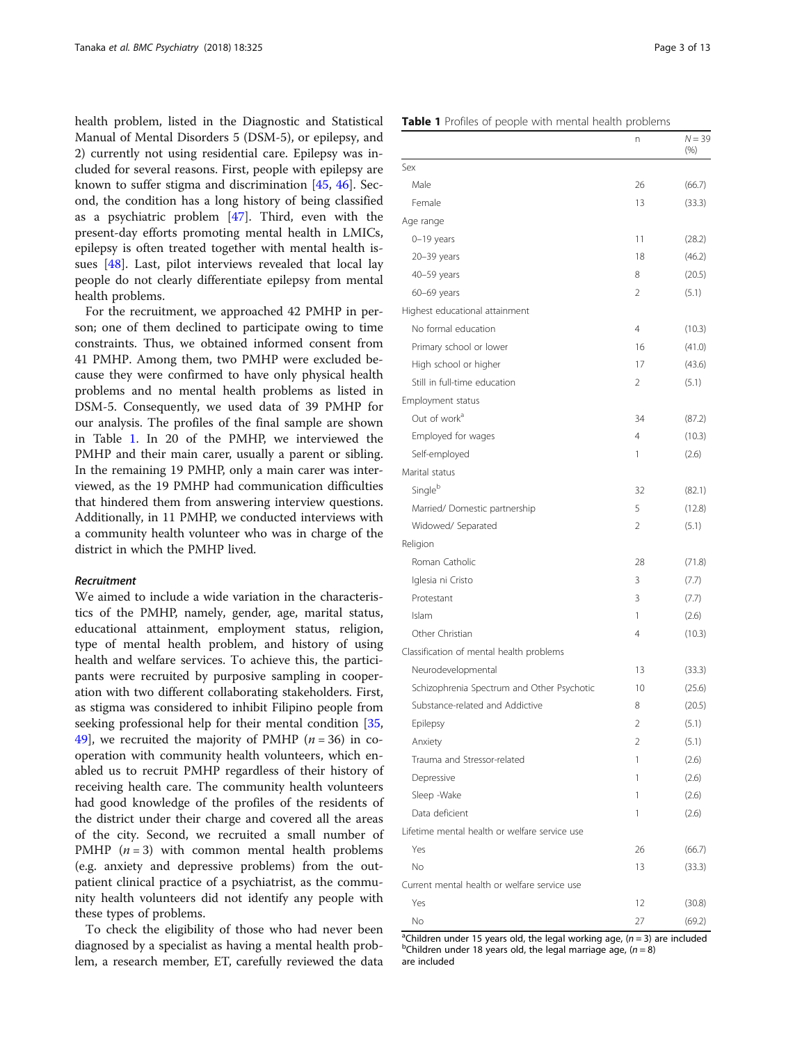health problem, listed in the Diagnostic and Statistical Manual of Mental Disorders 5 (DSM-5), or epilepsy, and 2) currently not using residential care. Epilepsy was included for several reasons. First, people with epilepsy are known to suffer stigma and discrimination [45, 46]. Second, the condition has a long history of being classified as a psychiatric problem [47]. Third, even with the present-day efforts promoting mental health in LMICs, epilepsy is often treated together with mental health issues [48]. Last, pilot interviews revealed that local lay people do not clearly differentiate epilepsy from mental health problems.

For the recruitment, we approached 42 PMHP in person; one of them declined to participate owing to time constraints. Thus, we obtained informed consent from 41 PMHP. Among them, two PMHP were excluded because they were confirmed to have only physical health problems and no mental health problems as listed in DSM-5. Consequently, we used data of 39 PMHP for our analysis. The profiles of the final sample are shown in Table 1. In 20 of the PMHP, we interviewed the PMHP and their main carer, usually a parent or sibling. In the remaining 19 PMHP, only a main carer was interviewed, as the 19 PMHP had communication difficulties that hindered them from answering interview questions. Additionally, in 11 PMHP, we conducted interviews with a community health volunteer who was in charge of the district in which the PMHP lived.

**Table 1** Profiles of people with mental health problems

| | n | N = 39 (%) |
|---|---|---|
| Sex | | |
| Male | 26 | (66.7) |
| Female | 13 | (33.3) |
| Age range | | |
| 0–19 years | 11 | (28.2) |
| 20–39 years | 18 | (46.2) |
| 40–59 years | 8 | (20.5) |
| 60–69 years | 2 | (5.1) |
| Highest educational attainment | | |
| No formal education | 4 | (10.3) |
| Primary school or lower | 16 | (41.0) |
| High school or higher | 17 | (43.6) |
| Still in full-time education | 2 | (5.1) |
| Employment status | | |
| Out of work[a] | 34 | (87.2) |
| Employed for wages | 4 | (10.3) |
| Self-employed | 1 | (2.6) |
| Marital status | | |
| Single[b] | 32 | (82.1) |
| Married/ Domestic partnership | 5 | (12.8) |
| Widowed/ Separated | 2 | (5.1) |
| Religion | | |
| Roman Catholic | 28 | (71.8) |
| Iglesia ni Cristo | 3 | (7.7) |
| Protestant | 3 | (7.7) |
| Islam | 1 | (2.6) |
| Other Christian | 4 | (10.3) |
| Classification of mental health problems | | |
| Neurodevelopmental | 13 | (33.3) |
| Schizophrenia Spectrum and Other Psychotic | 10 | (25.6) |
| Substance-related and Addictive | 8 | (20.5) |
| Epilepsy | 2 | (5.1) |
| Anxiety | 2 | (5.1) |
| Trauma and Stressor-related | 1 | (2.6) |
| Depressive | 1 | (2.6) |
| Sleep -Wake | 1 | (2.6) |
| Data deficient | 1 | (2.6) |
| Lifetime mental health or welfare service use | | |
| Yes | 26 | (66.7) |
| No | 13 | (33.3) |
| Current mental health or welfare service use | | |
| Yes | 12 | (30.8) |
| No | 27 | (69.2) |

[a]Children under 15 years old, the legal working age, ($n = 3$) are included
[b]Children under 18 years old, the legal marriage age, ($n = 8$) are included

### *Recruitment*

We aimed to include a wide variation in the characteristics of the PMHP, namely, gender, age, marital status, educational attainment, employment status, religion, type of mental health problem, and history of using health and welfare services. To achieve this, the participants were recruited by purposive sampling in cooperation with two different collaborating stakeholders. First, as stigma was considered to inhibit Filipino people from seeking professional help for their mental condition [35, 49], we recruited the majority of PMHP ($n = 36$) in cooperation with community health volunteers, which enabled us to recruit PMHP regardless of their history of receiving health care. The community health volunteers had good knowledge of the profiles of the residents of the district under their charge and covered all the areas of the city. Second, we recruited a small number of PMHP ($n = 3$) with common mental health problems (e.g. anxiety and depressive problems) from the outpatient clinical practice of a psychiatrist, as the community health volunteers did not identify any people with these types of problems.

To check the eligibility of those who had never been diagnosed by a specialist as having a mental health problem, a research member, ET, carefully reviewed the data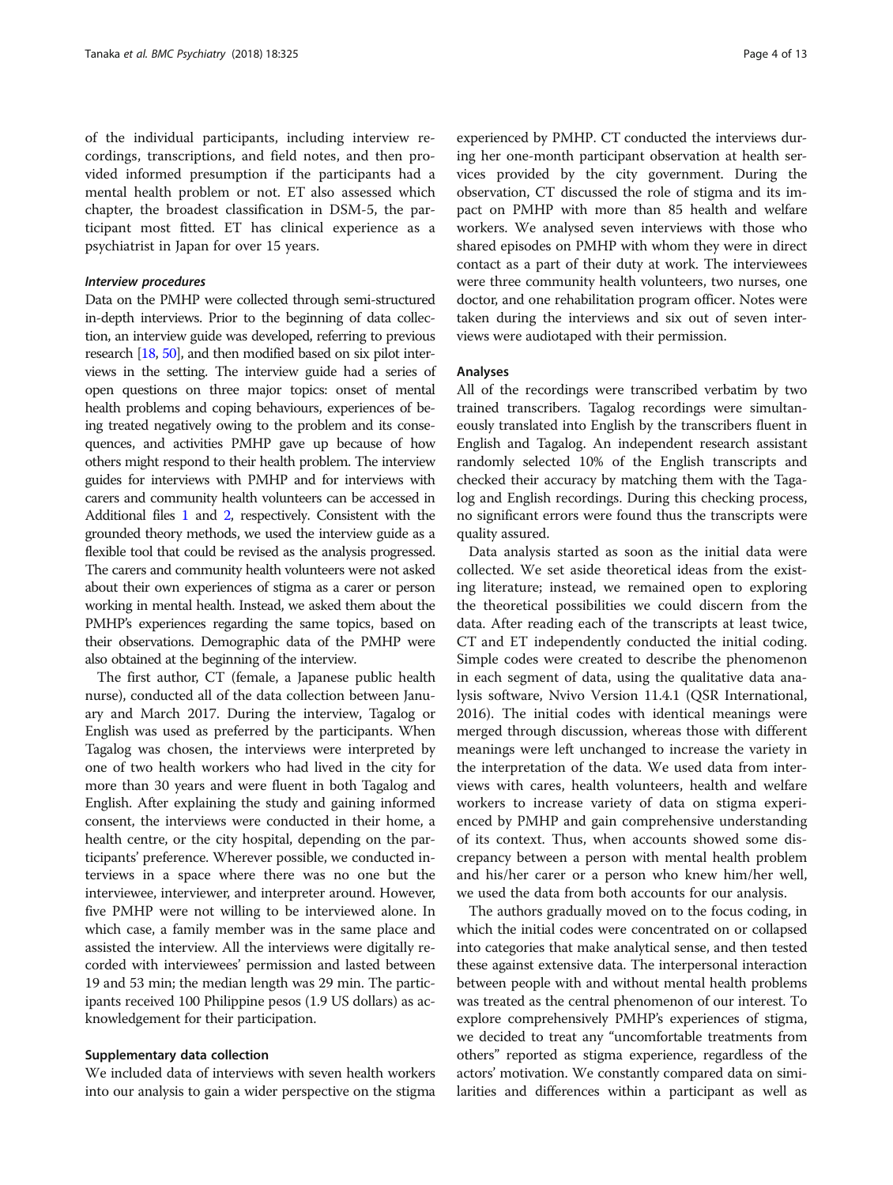of the individual participants, including interview recordings, transcriptions, and field notes, and then provided informed presumption if the participants had a mental health problem or not. ET also assessed which chapter, the broadest classification in DSM-5, the participant most fitted. ET has clinical experience as a psychiatrist in Japan for over 15 years.

#### *Interview procedures*

Data on the PMHP were collected through semi-structured in-depth interviews. Prior to the beginning of data collection, an interview guide was developed, referring to previous research [18, 50], and then modified based on six pilot interviews in the setting. The interview guide had a series of open questions on three major topics: onset of mental health problems and coping behaviours, experiences of being treated negatively owing to the problem and its consequences, and activities PMHP gave up because of how others might respond to their health problem. The interview guides for interviews with PMHP and for interviews with carers and community health volunteers can be accessed in Additional files 1 and 2, respectively. Consistent with the grounded theory methods, we used the interview guide as a flexible tool that could be revised as the analysis progressed. The carers and community health volunteers were not asked about their own experiences of stigma as a carer or person working in mental health. Instead, we asked them about the PMHP's experiences regarding the same topics, based on their observations. Demographic data of the PMHP were also obtained at the beginning of the interview.

The first author, CT (female, a Japanese public health nurse), conducted all of the data collection between January and March 2017. During the interview, Tagalog or English was used as preferred by the participants. When Tagalog was chosen, the interviews were interpreted by one of two health workers who had lived in the city for more than 30 years and were fluent in both Tagalog and English. After explaining the study and gaining informed consent, the interviews were conducted in their home, a health centre, or the city hospital, depending on the participants' preference. Wherever possible, we conducted interviews in a space where there was no one but the interviewee, interviewer, and interpreter around. However, five PMHP were not willing to be interviewed alone. In which case, a family member was in the same place and assisted the interview. All the interviews were digitally recorded with interviewees' permission and lasted between 19 and 53 min; the median length was 29 min. The participants received 100 Philippine pesos (1.9 US dollars) as acknowledgement for their participation.

### Supplementary data collection

We included data of interviews with seven health workers into our analysis to gain a wider perspective on the stigma experienced by PMHP. CT conducted the interviews during her one-month participant observation at health services provided by the city government. During the observation, CT discussed the role of stigma and its impact on PMHP with more than 85 health and welfare workers. We analysed seven interviews with those who shared episodes on PMHP with whom they were in direct contact as a part of their duty at work. The interviewees were three community health volunteers, two nurses, one doctor, and one rehabilitation program officer. Notes were taken during the interviews and six out of seven interviews were audiotaped with their permission.

### Analyses

All of the recordings were transcribed verbatim by two trained transcribers. Tagalog recordings were simultaneously translated into English by the transcribers fluent in English and Tagalog. An independent research assistant randomly selected 10% of the English transcripts and checked their accuracy by matching them with the Tagalog and English recordings. During this checking process, no significant errors were found thus the transcripts were quality assured.

Data analysis started as soon as the initial data were collected. We set aside theoretical ideas from the existing literature; instead, we remained open to exploring the theoretical possibilities we could discern from the data. After reading each of the transcripts at least twice, CT and ET independently conducted the initial coding. Simple codes were created to describe the phenomenon in each segment of data, using the qualitative data analysis software, Nvivo Version 11.4.1 (QSR International, 2016). The initial codes with identical meanings were merged through discussion, whereas those with different meanings were left unchanged to increase the variety in the interpretation of the data. We used data from interviews with cares, health volunteers, health and welfare workers to increase variety of data on stigma experienced by PMHP and gain comprehensive understanding of its context. Thus, when accounts showed some discrepancy between a person with mental health problem and his/her carer or a person who knew him/her well, we used the data from both accounts for our analysis.

The authors gradually moved on to the focus coding, in which the initial codes were concentrated on or collapsed into categories that make analytical sense, and then tested these against extensive data. The interpersonal interaction between people with and without mental health problems was treated as the central phenomenon of our interest. To explore comprehensively PMHP's experiences of stigma, we decided to treat any "uncomfortable treatments from others" reported as stigma experience, regardless of the actors' motivation. We constantly compared data on similarities and differences within a participant as well as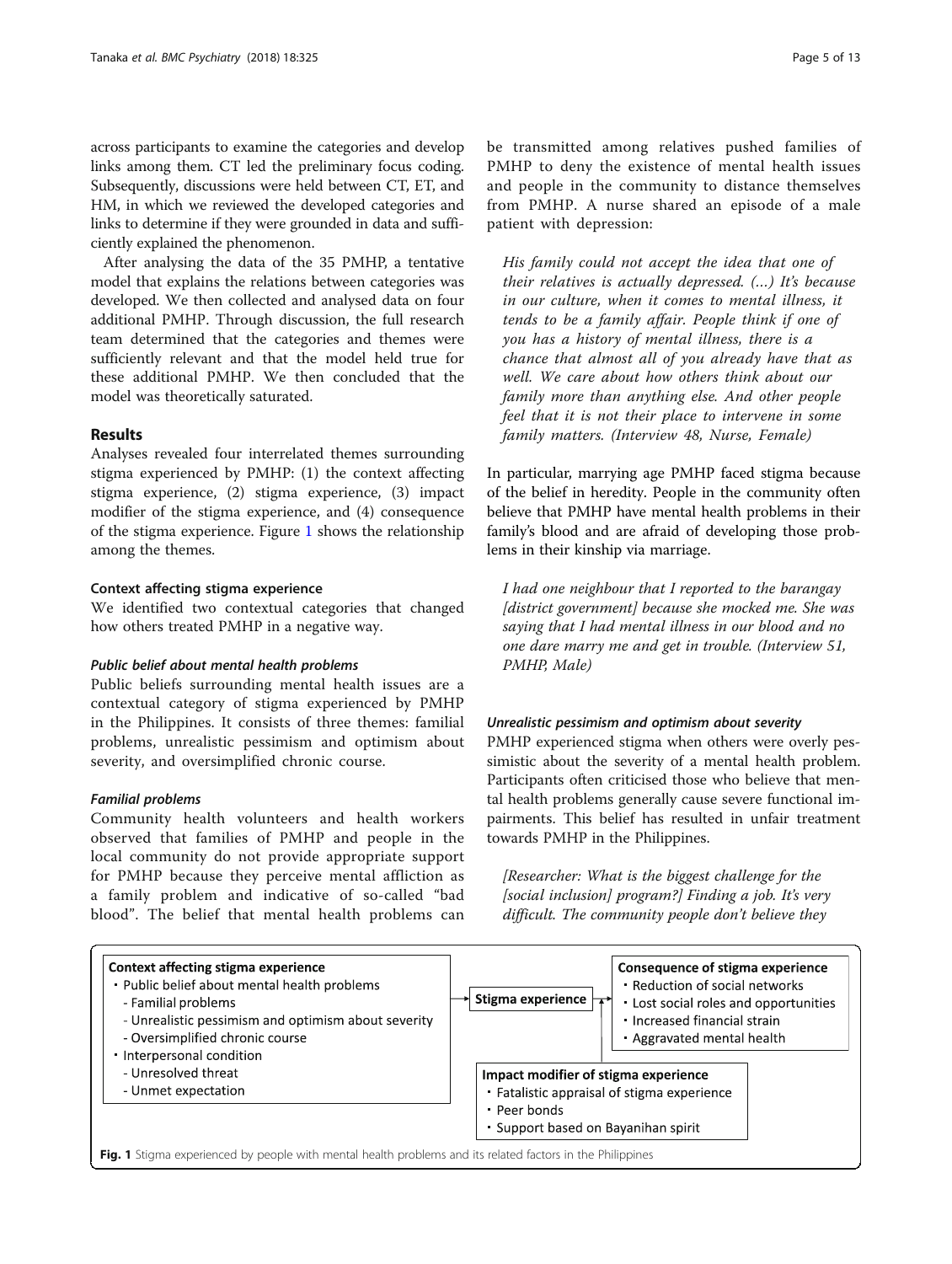across participants to examine the categories and develop links among them. CT led the preliminary focus coding. Subsequently, discussions were held between CT, ET, and HM, in which we reviewed the developed categories and links to determine if they were grounded in data and sufficiently explained the phenomenon.

After analysing the data of the 35 PMHP, a tentative model that explains the relations between categories was developed. We then collected and analysed data on four additional PMHP. Through discussion, the full research team determined that the categories and themes were sufficiently relevant and that the model held true for these additional PMHP. We then concluded that the model was theoretically saturated.

## Results

Analyses revealed four interrelated themes surrounding stigma experienced by PMHP: (1) the context affecting stigma experience, (2) stigma experience, (3) impact modifier of the stigma experience, and (4) consequence of the stigma experience. Figure 1 shows the relationship among the themes.

### Context affecting stigma experience

We identified two contextual categories that changed how others treated PMHP in a negative way.

#### *Public belief about mental health problems*

Public beliefs surrounding mental health issues are a contextual category of stigma experienced by PMHP in the Philippines. It consists of three themes: familial problems, unrealistic pessimism and optimism about severity, and oversimplified chronic course.

#### *Familial problems*

Community health volunteers and health workers observed that families of PMHP and people in the local community do not provide appropriate support for PMHP because they perceive mental affliction as a family problem and indicative of so-called "bad blood". The belief that mental health problems can be transmitted among relatives pushed families of PMHP to deny the existence of mental health issues and people in the community to distance themselves from PMHP. A nurse shared an episode of a male patient with depression:

> *His family could not accept the idea that one of their relatives is actually depressed. (…) It's because in our culture, when it comes to mental illness, it tends to be a family affair. People think if one of you has a history of mental illness, there is a chance that almost all of you already have that as well. We care about how others think about our family more than anything else. And other people feel that it is not their place to intervene in some family matters. (Interview 48, Nurse, Female)*

In particular, marrying age PMHP faced stigma because of the belief in heredity. People in the community often believe that PMHP have mental health problems in their family's blood and are afraid of developing those problems in their kinship via marriage.

> *I had one neighbour that I reported to the barangay [district government] because she mocked me. She was saying that I had mental illness in our blood and no one dare marry me and get in trouble. (Interview 51, PMHP, Male)*

#### *Unrealistic pessimism and optimism about severity*

PMHP experienced stigma when others were overly pessimistic about the severity of a mental health problem. Participants often criticised those who believe that mental health problems generally cause severe functional impairments. This belief has resulted in unfair treatment towards PMHP in the Philippines.

> *[Researcher: What is the biggest challenge for the [social inclusion] program?] Finding a job. It's very difficult. The community people don't believe they*

Context affecting stigma experience
・Public belief about mental health problems
- Familial problems
- Unrealistic pessimism and optimism about severity
- Oversimplified chronic course
・Interpersonal condition
- Unresolved threat
- Unmet expectation

Stigma experience

Consequence of stigma experience
・Reduction of social networks
・Lost social roles and opportunities
・Increased financial strain
・Aggravated mental health

Impact modifier of stigma experience
・Fatalistic appraisal of stigma experience
・Peer bonds
・Support based on Bayanihan spirit

**Fig. 1** Stigma experienced by people with mental health problems and its related factors in the Philippines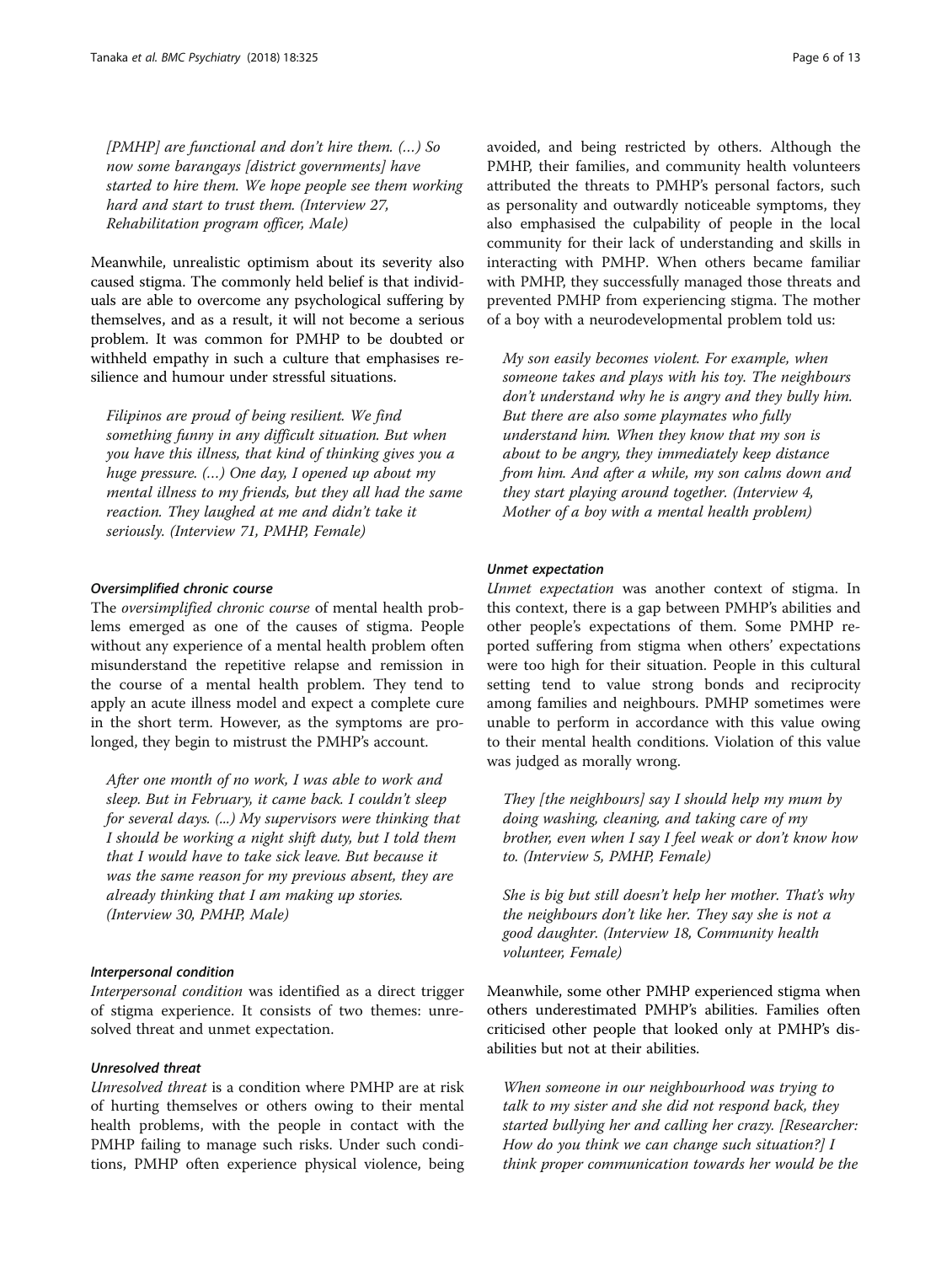*[PMHP] are functional and don't hire them. (…) So now some barangays [district governments] have started to hire them. We hope people see them working hard and start to trust them. (Interview 27, Rehabilitation program officer, Male)*

Meanwhile, unrealistic optimism about its severity also caused stigma. The commonly held belief is that individuals are able to overcome any psychological suffering by themselves, and as a result, it will not become a serious problem. It was common for PMHP to be doubted or withheld empathy in such a culture that emphasises resilience and humour under stressful situations.

*Filipinos are proud of being resilient. We find something funny in any difficult situation. But when you have this illness, that kind of thinking gives you a huge pressure. (…) One day, I opened up about my mental illness to my friends, but they all had the same reaction. They laughed at me and didn't take it seriously. (Interview 71, PMHP, Female)*

#### Oversimplified chronic course

The *oversimplified chronic course* of mental health problems emerged as one of the causes of stigma. People without any experience of a mental health problem often misunderstand the repetitive relapse and remission in the course of a mental health problem. They tend to apply an acute illness model and expect a complete cure in the short term. However, as the symptoms are prolonged, they begin to mistrust the PMHP's account.

*After one month of no work, I was able to work and sleep. But in February, it came back. I couldn't sleep for several days. (...) My supervisors were thinking that I should be working a night shift duty, but I told them that I would have to take sick leave. But because it was the same reason for my previous absent, they are already thinking that I am making up stories. (Interview 30, PMHP, Male)*

#### Interpersonal condition

*Interpersonal condition* was identified as a direct trigger of stigma experience. It consists of two themes: unresolved threat and unmet expectation.

#### Unresolved threat

*Unresolved threat* is a condition where PMHP are at risk of hurting themselves or others owing to their mental health problems, with the people in contact with the PMHP failing to manage such risks. Under such conditions, PMHP often experience physical violence, being avoided, and being restricted by others. Although the PMHP, their families, and community health volunteers attributed the threats to PMHP's personal factors, such as personality and outwardly noticeable symptoms, they also emphasised the culpability of people in the local community for their lack of understanding and skills in interacting with PMHP. When others became familiar with PMHP, they successfully managed those threats and prevented PMHP from experiencing stigma. The mother of a boy with a neurodevelopmental problem told us:

*My son easily becomes violent. For example, when someone takes and plays with his toy. The neighbours don't understand why he is angry and they bully him. But there are also some playmates who fully understand him. When they know that my son is about to be angry, they immediately keep distance from him. And after a while, my son calms down and they start playing around together. (Interview 4, Mother of a boy with a mental health problem)*

#### Unmet expectation

*Unmet expectation* was another context of stigma. In this context, there is a gap between PMHP's abilities and other people's expectations of them. Some PMHP reported suffering from stigma when others' expectations were too high for their situation. People in this cultural setting tend to value strong bonds and reciprocity among families and neighbours. PMHP sometimes were unable to perform in accordance with this value owing to their mental health conditions. Violation of this value was judged as morally wrong.

*They [the neighbours] say I should help my mum by doing washing, cleaning, and taking care of my brother, even when I say I feel weak or don't know how to. (Interview 5, PMHP, Female)*

*She is big but still doesn't help her mother. That's why the neighbours don't like her. They say she is not a good daughter. (Interview 18, Community health volunteer, Female)*

Meanwhile, some other PMHP experienced stigma when others underestimated PMHP's abilities. Families often criticised other people that looked only at PMHP's disabilities but not at their abilities.

*When someone in our neighbourhood was trying to talk to my sister and she did not respond back, they started bullying her and calling her crazy. [Researcher: How do you think we can change such situation?] I think proper communication towards her would be the*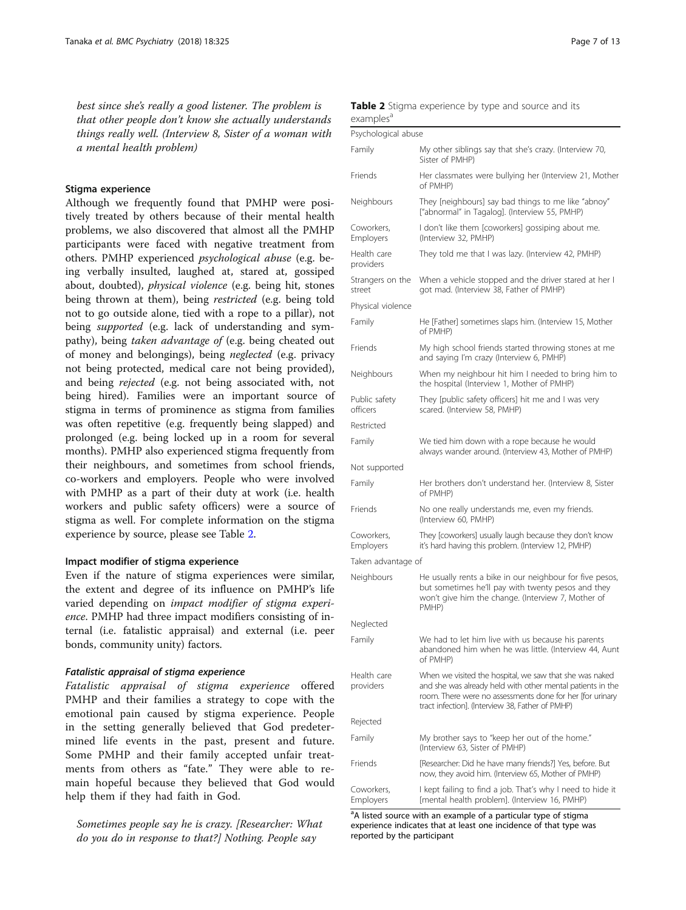best since she's really a good listener. The problem is that other people don't know she actually understands things really well. (Interview 8, Sister of a woman with a mental health problem)*

### Stigma experience

Although we frequently found that PMHP were positively treated by others because of their mental health problems, we also discovered that almost all the PMHP participants were faced with negative treatment from others. PMHP experienced *psychological abuse* (e.g. being verbally insulted, laughed at, stared at, gossiped about, doubted), *physical violence* (e.g. being hit, stones being thrown at them), being *restricted* (e.g. being told not to go outside alone, tied with a rope to a pillar), not being *supported* (e.g. lack of understanding and sympathy), being *taken advantage of* (e.g. being cheated out of money and belongings), being *neglected* (e.g. privacy not being protected, medical care not being provided), and being *rejected* (e.g. not being associated with, not being hired). Families were an important source of stigma in terms of prominence as stigma from families was often repetitive (e.g. frequently being slapped) and prolonged (e.g. being locked up in a room for several months). PMHP also experienced stigma frequently from their neighbours, and sometimes from school friends, co-workers and employers. People who were involved with PMHP as a part of their duty at work (i.e. health workers and public safety officers) were a source of stigma as well. For complete information on the stigma experience by source, please see Table 2.

### Impact modifier of stigma experience

Even if the nature of stigma experiences were similar, the extent and degree of its influence on PMHP's life varied depending on *impact modifier of stigma experience*. PMHP had three impact modifiers consisting of internal (i.e. fatalistic appraisal) and external (i.e. peer bonds, community unity) factors.

#### *Fatalistic appraisal of stigma experience*

*Fatalistic appraisal of stigma experience* offered PMHP and their families a strategy to cope with the emotional pain caused by stigma experience. People in the setting generally believed that God predetermined life events in the past, present and future. Some PMHP and their family accepted unfair treatments from others as "fate." They were able to remain hopeful because they believed that God would help them if they had faith in God.

*Sometimes people say he is crazy. [Researcher: What do you do in response to that?] Nothing. People say*

**Table 2** Stigma experience by type and source and its examples[a]

| Source | Example |
|---|---|
| **Psychological abuse** | |
| Family | My other siblings say that she's crazy. (Interview 70, Sister of PMHP) |
| Friends | Her classmates were bullying her (Interview 21, Mother of PMHP) |
| Neighbours | They [neighbours] say bad things to me like "abnoy" ["abnormal" in Tagalog]. (Interview 55, PMHP) |
| Coworkers, Employers | I don't like them [coworkers] gossiping about me. (Interview 32, PMHP) |
| Health care providers | They told me that I was lazy. (Interview 42, PMHP) |
| Strangers on the street | When a vehicle stopped and the driver stared at her I got mad. (Interview 38, Father of PMHP) |
| **Physical violence** | |
| Family | He [Father] sometimes slaps him. (Interview 15, Mother of PMHP) |
| Friends | My high school friends started throwing stones at me and saying I'm crazy (Interview 6, PMHP) |
| Neighbours | When my neighbour hit him I needed to bring him to the hospital (Interview 1, Mother of PMHP) |
| Public safety officers | They [public safety officers] hit me and I was very scared. (Interview 58, PMHP) |
| **Restricted** | |
| Family | We tied him down with a rope because he would always wander around. (Interview 43, Mother of PMHP) |
| **Not supported** | |
| Family | Her brothers don't understand her. (Interview 8, Sister of PMHP) |
| Friends | No one really understands me, even my friends. (Interview 60, PMHP) |
| Coworkers, Employers | They [coworkers] usually laugh because they don't know it's hard having this problem. (Interview 12, PMHP) |
| **Taken advantage of** | |
| Neighbours | He usually rents a bike in our neighbour for five pesos, but sometimes he'll pay with twenty pesos and they won't give him the change. (Interview 7, Mother of PMHP) |
| **Neglected** | |
| Family | We had to let him live with us because his parents abandoned him when he was little. (Interview 44, Aunt of PMHP) |
| Health care providers | When we visited the hospital, we saw that she was naked and she was already held with other mental patients in the room. There were no assessments done for her [for urinary tract infection]. (Interview 38, Father of PMHP) |
| **Rejected** | |
| Family | My brother says to "keep her out of the home." (Interview 63, Sister of PMHP) |
| Friends | [Researcher: Did he have many friends?] Yes, before. But now, they avoid him. (Interview 65, Mother of PMHP) |
| Coworkers, Employers | I kept failing to find a job. That's why I need to hide it [mental health problem]. (Interview 16, PMHP) |

[a]A listed source with an example of a particular type of stigma experience indicates that at least one incidence of that type was reported by the participant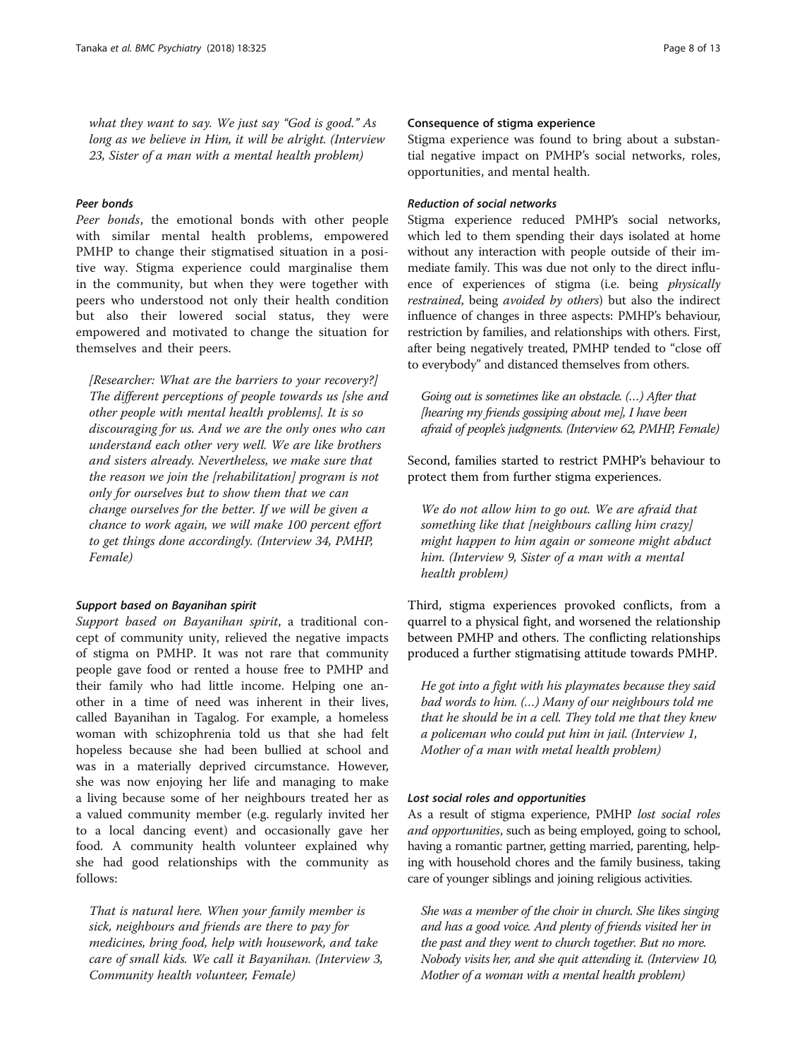*what they want to say. We just say "God is good." As long as we believe in Him, it will be alright. (Interview 23, Sister of a man with a mental health problem)*

#### *Peer bonds*

*Peer bonds*, the emotional bonds with other people with similar mental health problems, empowered PMHP to change their stigmatised situation in a positive way. Stigma experience could marginalise them in the community, but when they were together with peers who understood not only their health condition but also their lowered social status, they were empowered and motivated to change the situation for themselves and their peers.

> *[Researcher: What are the barriers to your recovery?] The different perceptions of people towards us [she and other people with mental health problems]. It is so discouraging for us. And we are the only ones who can understand each other very well. We are like brothers and sisters already. Nevertheless, we make sure that the reason we join the [rehabilitation] program is not only for ourselves but to show them that we can change ourselves for the better. If we will be given a chance to work again, we will make 100 percent effort to get things done accordingly. (Interview 34, PMHP, Female)*

#### *Support based on Bayanihan spirit*

*Support based on Bayanihan spirit*, a traditional concept of community unity, relieved the negative impacts of stigma on PMHP. It was not rare that community people gave food or rented a house free to PMHP and their family who had little income. Helping one another in a time of need was inherent in their lives, called Bayanihan in Tagalog. For example, a homeless woman with schizophrenia told us that she had felt hopeless because she had been bullied at school and was in a materially deprived circumstance. However, she was now enjoying her life and managing to make a living because some of her neighbours treated her as a valued community member (e.g. regularly invited her to a local dancing event) and occasionally gave her food. A community health volunteer explained why she had good relationships with the community as follows:

> *That is natural here. When your family member is sick, neighbours and friends are there to pay for medicines, bring food, help with housework, and take care of small kids. We call it Bayanihan. (Interview 3, Community health volunteer, Female)*

### Consequence of stigma experience

Stigma experience was found to bring about a substantial negative impact on PMHP's social networks, roles, opportunities, and mental health.

#### *Reduction of social networks*

Stigma experience reduced PMHP's social networks, which led to them spending their days isolated at home without any interaction with people outside of their immediate family. This was due not only to the direct influence of experiences of stigma (i.e. being *physically restrained*, being *avoided by others*) but also the indirect influence of changes in three aspects: PMHP's behaviour, restriction by families, and relationships with others. First, after being negatively treated, PMHP tended to "close off to everybody" and distanced themselves from others.

> *Going out is sometimes like an obstacle. (…) After that [hearing my friends gossiping about me], I have been afraid of people's judgments. (Interview 62, PMHP, Female)*

Second, families started to restrict PMHP's behaviour to protect them from further stigma experiences.

> *We do not allow him to go out. We are afraid that something like that [neighbours calling him crazy] might happen to him again or someone might abduct him. (Interview 9, Sister of a man with a mental health problem)*

Third, stigma experiences provoked conflicts, from a quarrel to a physical fight, and worsened the relationship between PMHP and others. The conflicting relationships produced a further stigmatising attitude towards PMHP.

> *He got into a fight with his playmates because they said bad words to him. (…) Many of our neighbours told me that he should be in a cell. They told me that they knew a policeman who could put him in jail. (Interview 1, Mother of a man with metal health problem)*

#### *Lost social roles and opportunities*

As a result of stigma experience, PMHP *lost social roles and opportunities*, such as being employed, going to school, having a romantic partner, getting married, parenting, helping with household chores and the family business, taking care of younger siblings and joining religious activities.

> *She was a member of the choir in church. She likes singing and has a good voice. And plenty of friends visited her in the past and they went to church together. But no more. Nobody visits her, and she quit attending it. (Interview 10, Mother of a woman with a mental health problem)*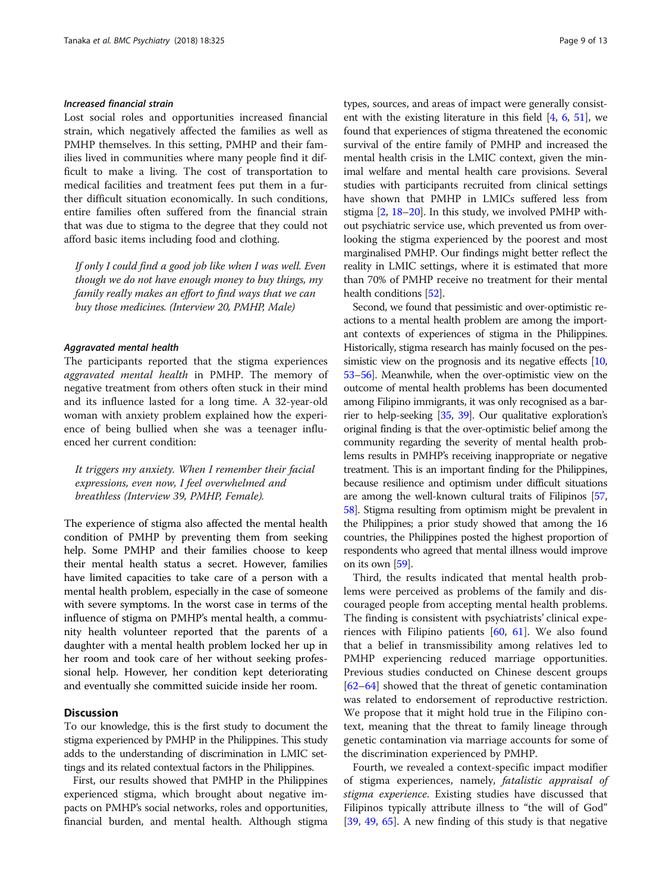#### *Increased financial strain*

Lost social roles and opportunities increased financial strain, which negatively affected the families as well as PMHP themselves. In this setting, PMHP and their families lived in communities where many people find it difficult to make a living. The cost of transportation to medical facilities and treatment fees put them in a further difficult situation economically. In such conditions, entire families often suffered from the financial strain that was due to stigma to the degree that they could not afford basic items including food and clothing.

> *If only I could find a good job like when I was well. Even though we do not have enough money to buy things, my family really makes an effort to find ways that we can buy those medicines. (Interview 20, PMHP, Male)*

#### *Aggravated mental health*

The participants reported that the stigma experiences *aggravated mental health* in PMHP. The memory of negative treatment from others often stuck in their mind and its influence lasted for a long time. A 32-year-old woman with anxiety problem explained how the experience of being bullied when she was a teenager influenced her current condition:

> *It triggers my anxiety. When I remember their facial expressions, even now, I feel overwhelmed and breathless (Interview 39, PMHP, Female).*

The experience of stigma also affected the mental health condition of PMHP by preventing them from seeking help. Some PMHP and their families choose to keep their mental health status a secret. However, families have limited capacities to take care of a person with a mental health problem, especially in the case of someone with severe symptoms. In the worst case in terms of the influence of stigma on PMHP's mental health, a community health volunteer reported that the parents of a daughter with a mental health problem locked her up in her room and took care of her without seeking professional help. However, her condition kept deteriorating and eventually she committed suicide inside her room.

## Discussion

To our knowledge, this is the first study to document the stigma experienced by PMHP in the Philippines. This study adds to the understanding of discrimination in LMIC settings and its related contextual factors in the Philippines.

First, our results showed that PMHP in the Philippines experienced stigma, which brought about negative impacts on PMHP's social networks, roles and opportunities, financial burden, and mental health. Although stigma types, sources, and areas of impact were generally consistent with the existing literature in this field [4, 6, 51], we found that experiences of stigma threatened the economic survival of the entire family of PMHP and increased the mental health crisis in the LMIC context, given the minimal welfare and mental health care provisions. Several studies with participants recruited from clinical settings have shown that PMHP in LMICs suffered less from stigma [2, 18–20]. In this study, we involved PMHP without psychiatric service use, which prevented us from overlooking the stigma experienced by the poorest and most marginalised PMHP. Our findings might better reflect the reality in LMIC settings, where it is estimated that more than 70% of PMHP receive no treatment for their mental health conditions [52].

Second, we found that pessimistic and over-optimistic reactions to a mental health problem are among the important contexts of experiences of stigma in the Philippines. Historically, stigma research has mainly focused on the pessimistic view on the prognosis and its negative effects [10, 53–56]. Meanwhile, when the over-optimistic view on the outcome of mental health problems has been documented among Filipino immigrants, it was only recognised as a barrier to help-seeking [35, 39]. Our qualitative exploration's original finding is that the over-optimistic belief among the community regarding the severity of mental health problems results in PMHP's receiving inappropriate or negative treatment. This is an important finding for the Philippines, because resilience and optimism under difficult situations are among the well-known cultural traits of Filipinos [57, 58]. Stigma resulting from optimism might be prevalent in the Philippines; a prior study showed that among the 16 countries, the Philippines posted the highest proportion of respondents who agreed that mental illness would improve on its own [59].

Third, the results indicated that mental health problems were perceived as problems of the family and discouraged people from accepting mental health problems. The finding is consistent with psychiatrists' clinical experiences with Filipino patients [60, 61]. We also found that a belief in transmissibility among relatives led to PMHP experiencing reduced marriage opportunities. Previous studies conducted on Chinese descent groups [62–64] showed that the threat of genetic contamination was related to endorsement of reproductive restriction. We propose that it might hold true in the Filipino context, meaning that the threat to family lineage through genetic contamination via marriage accounts for some of the discrimination experienced by PMHP.

Fourth, we revealed a context-specific impact modifier of stigma experiences, namely, *fatalistic appraisal of stigma experience*. Existing studies have discussed that Filipinos typically attribute illness to "the will of God" [39, 49, 65]. A new finding of this study is that negative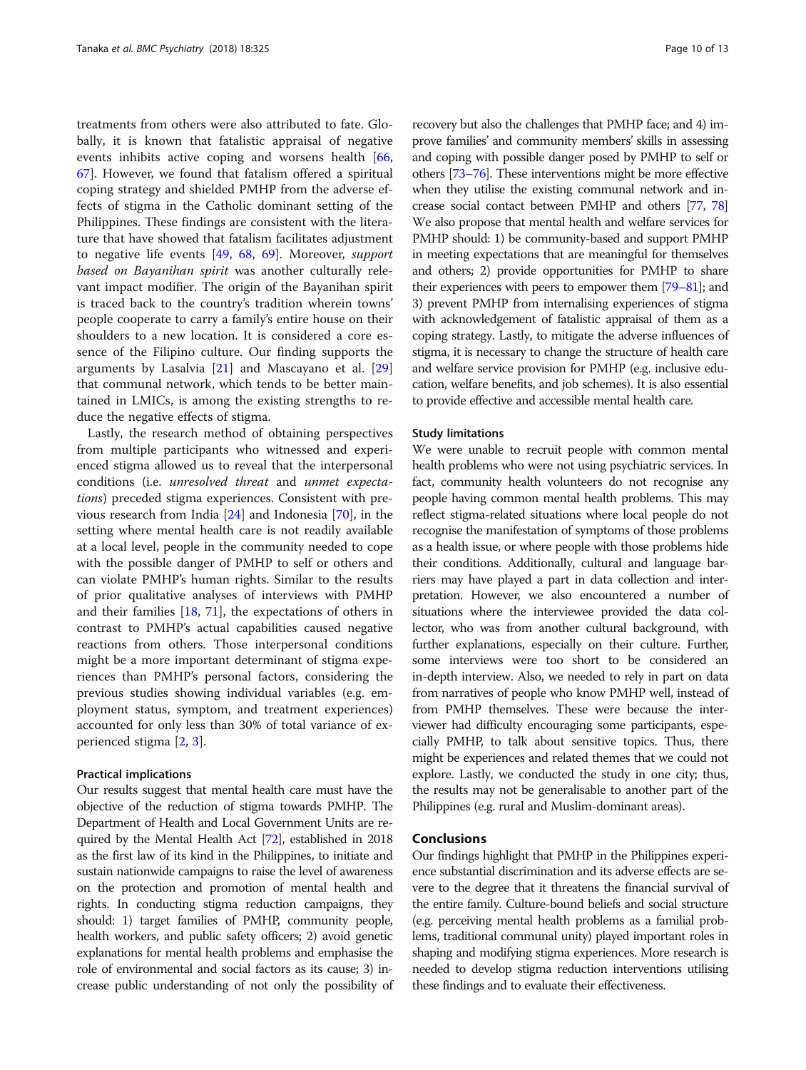treatments from others were also attributed to fate. Globally, it is known that fatalistic appraisal of negative events inhibits active coping and worsens health [66, 67]. However, we found that fatalism offered a spiritual coping strategy and shielded PMHP from the adverse effects of stigma in the Catholic dominant setting of the Philippines. These findings are consistent with the literature that have showed that fatalism facilitates adjustment to negative life events [49, 68, 69]. Moreover, *support based on Bayanihan spirit* was another culturally relevant impact modifier. The origin of the Bayanihan spirit is traced back to the country's tradition wherein towns' people cooperate to carry a family's entire house on their shoulders to a new location. It is considered a core essence of the Filipino culture. Our finding supports the arguments by Lasalvia [21] and Mascayano et al. [29] that communal network, which tends to be better maintained in LMICs, is among the existing strengths to reduce the negative effects of stigma.

Lastly, the research method of obtaining perspectives from multiple participants who witnessed and experienced stigma allowed us to reveal that the interpersonal conditions (i.e. *unresolved threat* and *unmet expectations*) preceded stigma experiences. Consistent with previous research from India [24] and Indonesia [70], in the setting where mental health care is not readily available at a local level, people in the community needed to cope with the possible danger of PMHP to self or others and can violate PMHP's human rights. Similar to the results of prior qualitative analyses of interviews with PMHP and their families [18, 71], the expectations of others in contrast to PMHP's actual capabilities caused negative reactions from others. Those interpersonal conditions might be a more important determinant of stigma experiences than PMHP's personal factors, considering the previous studies showing individual variables (e.g. employment status, symptom, and treatment experiences) accounted for only less than 30% of total variance of experienced stigma [2, 3].

### Practical implications

Our results suggest that mental health care must have the objective of the reduction of stigma towards PMHP. The Department of Health and Local Government Units are required by the Mental Health Act [72], established in 2018 as the first law of its kind in the Philippines, to initiate and sustain nationwide campaigns to raise the level of awareness on the protection and promotion of mental health and rights. In conducting stigma reduction campaigns, they should: 1) target families of PMHP, community people, health workers, and public safety officers; 2) avoid genetic explanations for mental health problems and emphasise the role of environmental and social factors as its cause; 3) increase public understanding of not only the possibility of recovery but also the challenges that PMHP face; and 4) improve families' and community members' skills in assessing and coping with possible danger posed by PMHP to self or others [73–76]. These interventions might be more effective when they utilise the existing communal network and increase social contact between PMHP and others [77, 78] We also propose that mental health and welfare services for PMHP should: 1) be community-based and support PMHP in meeting expectations that are meaningful for themselves and others; 2) provide opportunities for PMHP to share their experiences with peers to empower them [79–81]; and 3) prevent PMHP from internalising experiences of stigma with acknowledgement of fatalistic appraisal of them as a coping strategy. Lastly, to mitigate the adverse influences of stigma, it is necessary to change the structure of health care and welfare service provision for PMHP (e.g. inclusive education, welfare benefits, and job schemes). It is also essential to provide effective and accessible mental health care.

### Study limitations

We were unable to recruit people with common mental health problems who were not using psychiatric services. In fact, community health volunteers do not recognise any people having common mental health problems. This may reflect stigma-related situations where local people do not recognise the manifestation of symptoms of those problems as a health issue, or where people with those problems hide their conditions. Additionally, cultural and language barriers may have played a part in data collection and interpretation. However, we also encountered a number of situations where the interviewee provided the data collector, who was from another cultural background, with further explanations, especially on their culture. Further, some interviews were too short to be considered an in-depth interview. Also, we needed to rely in part on data from narratives of people who know PMHP well, instead of from PMHP themselves. These were because the interviewer had difficulty encouraging some participants, especially PMHP, to talk about sensitive topics. Thus, there might be experiences and related themes that we could not explore. Lastly, we conducted the study in one city; thus, the results may not be generalisable to another part of the Philippines (e.g. rural and Muslim-dominant areas).

## Conclusions

Our findings highlight that PMHP in the Philippines experience substantial discrimination and its adverse effects are severe to the degree that it threatens the financial survival of the entire family. Culture-bound beliefs and social structure (e.g. perceiving mental health problems as a familial problems, traditional communal unity) played important roles in shaping and modifying stigma experiences. More research is needed to develop stigma reduction interventions utilising these findings and to evaluate their effectiveness.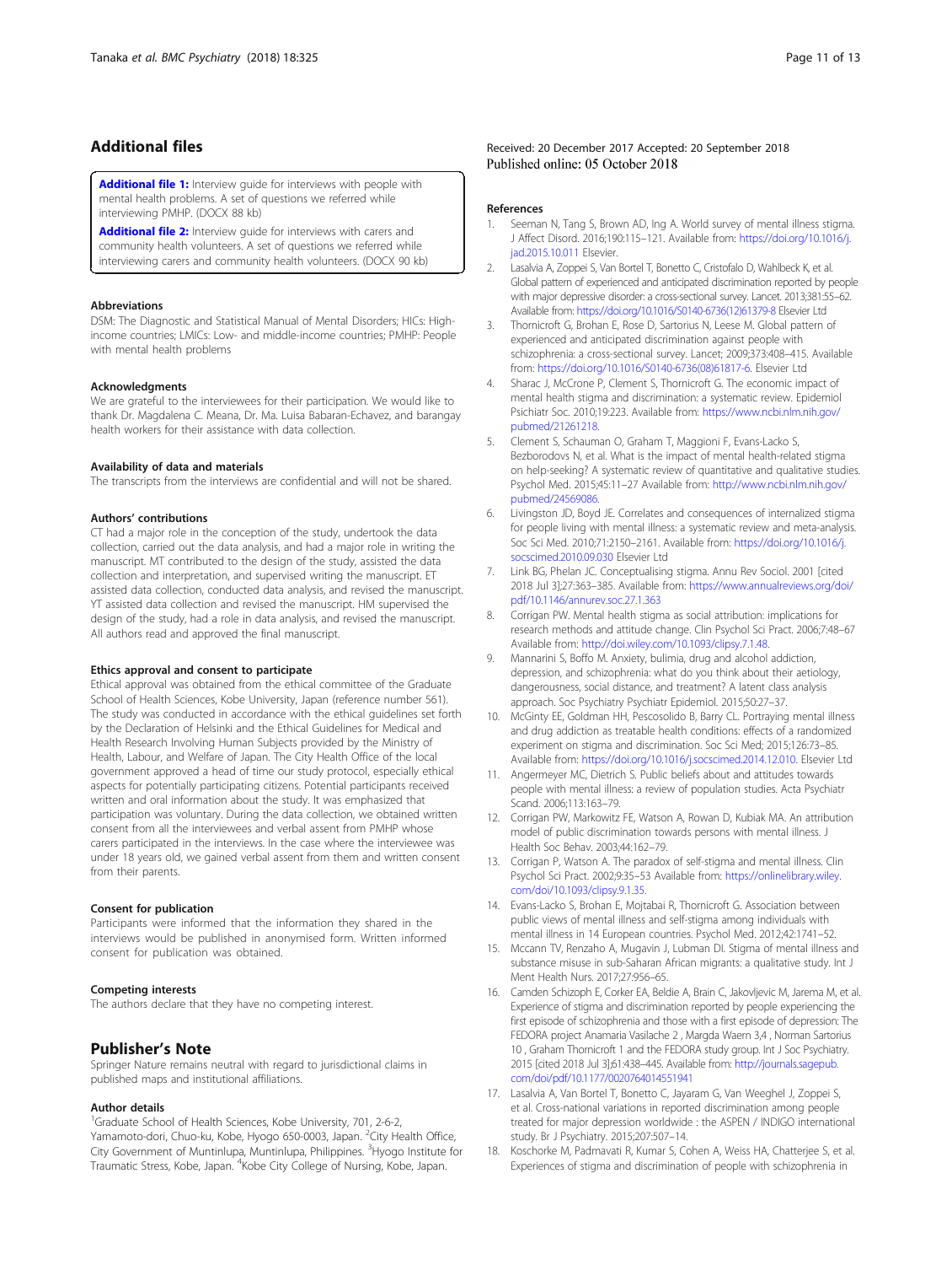## Additional files

**Additional file 1:** Interview guide for interviews with people with mental health problems. A set of questions we referred while interviewing PMHP. (DOCX 88 kb)

**Additional file 2:** Interview guide for interviews with carers and community health volunteers. A set of questions we referred while interviewing carers and community health volunteers. (DOCX 90 kb)

### Abbreviations

DSM: The Diagnostic and Statistical Manual of Mental Disorders; HICs: High-income countries; LMICs: Low- and middle-income countries; PMHP: People with mental health problems

### Acknowledgments

We are grateful to the interviewees for their participation. We would like to thank Dr. Magdalena C. Meana, Dr. Ma. Luisa Babaran-Echavez, and barangay health workers for their assistance with data collection.

### Availability of data and materials

The transcripts from the interviews are confidential and will not be shared.

### Authors' contributions

CT had a major role in the conception of the study, undertook the data collection, carried out the data analysis, and had a major role in writing the manuscript. MT contributed to the design of the study, assisted the data collection and interpretation, and supervised writing the manuscript. ET assisted data collection, conducted data analysis, and revised the manuscript. YT assisted data collection and revised the manuscript. HM supervised the design of the study, had a role in data analysis, and revised the manuscript. All authors read and approved the final manuscript.

### Ethics approval and consent to participate

Ethical approval was obtained from the ethical committee of the Graduate School of Health Sciences, Kobe University, Japan (reference number 561). The study was conducted in accordance with the ethical guidelines set forth by the Declaration of Helsinki and the Ethical Guidelines for Medical and Health Research Involving Human Subjects provided by the Ministry of Health, Labour, and Welfare of Japan. The City Health Office of the local government approved a head of time our study protocol, especially ethical aspects for potentially participating citizens. Potential participants received written and oral information about the study. It was emphasized that participation was voluntary. During the data collection, we obtained written consent from all the interviewees and verbal assent from PMHP whose carers participated in the interviews. In the case where the interviewee was under 18 years old, we gained verbal assent from them and written consent from their parents.

### Consent for publication

Participants were informed that the information they shared in the interviews would be published in anonymised form. Written informed consent for publication was obtained.

### Competing interests

The authors declare that they have no competing interest.

## Publisher's Note

Springer Nature remains neutral with regard to jurisdictional claims in published maps and institutional affiliations.

### Author details

[1]Graduate School of Health Sciences, Kobe University, 701, 2-6-2, Yamamoto-dori, Chuo-ku, Kobe, Hyogo 650-0003, Japan. [2]City Health Office, City Government of Muntinlupa, Muntinlupa, Philippines. [3]Hyogo Institute for Traumatic Stress, Kobe, Japan. [4]Kobe City College of Nursing, Kobe, Japan.

Received: 20 December 2017 Accepted: 20 September 2018
Published online: 05 October 2018

### References

1. Seeman N, Tang S, Brown AD, Ing A. World survey of mental illness stigma. J Affect Disord. 2016;190:115–121. Available from: https://doi.org/10.1016/j.jad.2015.10.011 Elsevier.
2. Lasalvia A, Zoppei S, Van Bortel T, Bonetto C, Cristofalo D, Wahlbeck K, et al. Global pattern of experienced and anticipated discrimination reported by people with major depressive disorder: a cross-sectional survey. Lancet. 2013;381:55–62. Available from: https://doi.org/10.1016/S0140-6736(12)61379-8 Elsevier Ltd
3. Thornicroft G, Brohan E, Rose D, Sartorius N, Leese M. Global pattern of experienced and anticipated discrimination against people with schizophrenia: a cross-sectional survey. Lancet; 2009;373:408–415. Available from: https://doi.org/10.1016/S0140-6736(08)61817-6. Elsevier Ltd
4. Sharac J, McCrone P, Clement S, Thornicroft G. The economic impact of mental health stigma and discrimination: a systematic review. Epidemiol Psichiatr Soc. 2010;19:223. Available from: https://www.ncbi.nlm.nih.gov/pubmed/21261218.
5. Clement S, Schauman O, Graham T, Maggioni F, Evans-Lacko S, Bezborodovs N, et al. What is the impact of mental health-related stigma on help-seeking? A systematic review of quantitative and qualitative studies. Psychol Med. 2015;45:11–27 Available from: http://www.ncbi.nlm.nih.gov/pubmed/24569086.
6. Livingston JD, Boyd JE. Correlates and consequences of internalized stigma for people living with mental illness: a systematic review and meta-analysis. Soc Sci Med. 2010;71:2150–2161. Available from: https://doi.org/10.1016/j.socscimed.2010.09.030 Elsevier Ltd
7. Link BG, Phelan JC. Conceptualising stigma. Annu Rev Sociol. 2001 [cited 2018 Jul 3];27:363–385. Available from: https://www.annualreviews.org/doi/pdf/10.1146/annurev.soc.27.1.363
8. Corrigan PW. Mental health stigma as social attribution: implications for research methods and attitude change. Clin Psychol Sci Pract. 2006;7:48–67 Available from: http://doi.wiley.com/10.1093/clipsy.7.1.48.
9. Mannarini S, Boffo M. Anxiety, bulimia, drug and alcohol addiction, depression, and schizophrenia: what do you think about their aetiology, dangerousness, social distance, and treatment? A latent class analysis approach. Soc Psychiatry Psychiatr Epidemiol. 2015;50:27–37.
10. McGinty EE, Goldman HH, Pescosolido B, Barry CL. Portraying mental illness and drug addiction as treatable health conditions: effects of a randomized experiment on stigma and discrimination. Soc Sci Med; 2015;126:73–85. Available from: https://doi.org/10.1016/j.socscimed.2014.12.010. Elsevier Ltd
11. Angermeyer MC, Dietrich S. Public beliefs about and attitudes towards people with mental illness: a review of population studies. Acta Psychiatr Scand. 2006;113:163–79.
12. Corrigan PW, Markowitz FE, Watson A, Rowan D, Kubiak MA. An attribution model of public discrimination towards persons with mental illness. J Health Soc Behav. 2003;44:162–79.
13. Corrigan P, Watson A. The paradox of self-stigma and mental illness. Clin Psychol Sci Pract. 2002;9:35–53 Available from: https://onlinelibrary.wiley.com/doi/10.1093/clipsy.9.1.35.
14. Evans-Lacko S, Brohan E, Mojtabai R, Thornicroft G. Association between public views of mental illness and self-stigma among individuals with mental illness in 14 European countries. Psychol Med. 2012;42:1741–52.
15. Mccann TV, Renzaho A, Mugavin J, Lubman DI. Stigma of mental illness and substance misuse in sub-Saharan African migrants: a qualitative study. Int J Ment Health Nurs. 2017;27:956–65.
16. Camden Schizoph E, Corker EA, Beldie A, Brain C, Jakovljevic M, Jarema M, et al. Experience of stigma and discrimination reported by people experiencing the first episode of schizophrenia and those with a first episode of depression: The FEDORA project Anamaria Vasilache 2 , Margda Waern 3,4 , Norman Sartorius 10 , Graham Thornicroft 1 and the FEDORA study group. Int J Soc Psychiatry. 2015 [cited 2018 Jul 3];61:438–445. Available from: http://journals.sagepub.com/doi/pdf/10.1177/0020764014551941
17. Lasalvia A, Van Bortel T, Bonetto C, Jayaram G, Van Weeghel J, Zoppei S, et al. Cross-national variations in reported discrimination among people treated for major depression worldwide : the ASPEN / INDIGO international study. Br J Psychiatry. 2015;207:507–14.
18. Koschorke M, Padmavati R, Kumar S, Cohen A, Weiss HA, Chatterjee S, et al. Experiences of stigma and discrimination of people with schizophrenia in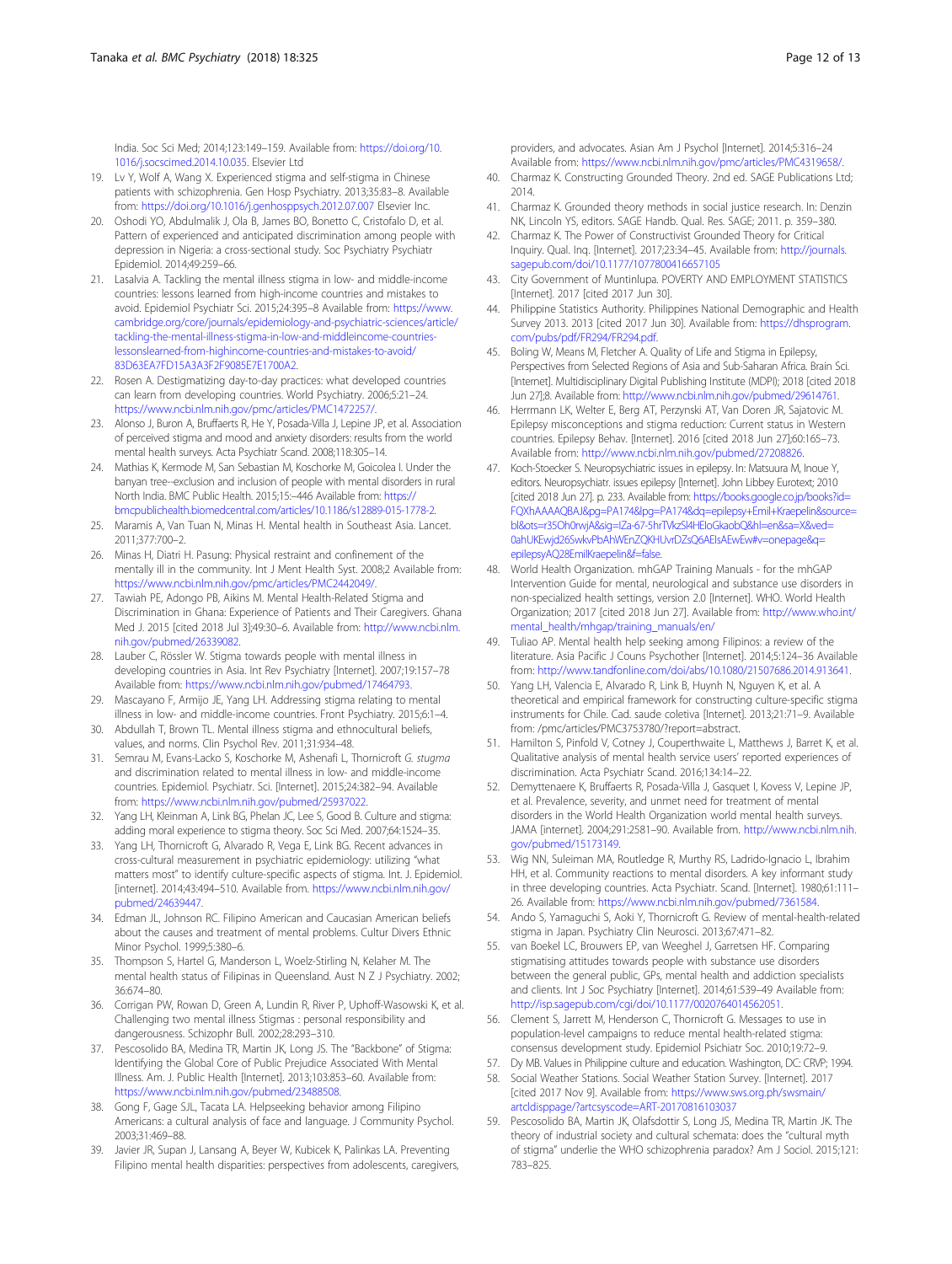India. Soc Sci Med; 2014;123:149–159. Available from: https://doi.org/10.1016/j.socscimed.2014.10.035. Elsevier Ltd

19. Lv Y, Wolf A, Wang X. Experienced stigma and self-stigma in Chinese patients with schizophrenia. Gen Hosp Psychiatry. 2013;35:83–8. Available from: https://doi.org/10.1016/j.genhosppsych.2012.07.007 Elsevier Inc.
20. Oshodi YO, Abdulmalik J, Ola B, James BO, Bonetto C, Cristofalo D, et al. Pattern of experienced and anticipated discrimination among people with depression in Nigeria: a cross-sectional study. Soc Psychiatry Psychiatr Epidemiol. 2014;49:259–66.
21. Lasalvia A. Tackling the mental illness stigma in low- and middle-income countries: lessons learned from high-income countries and mistakes to avoid. Epidemiol Psychiatr Sci. 2015;24:395–8 Available from: https://www.cambridge.org/core/journals/epidemiology-and-psychiatric-sciences/article/tackling-the-mental-illness-stigma-in-low-and-middleincome-countries-lessonslearned-from-highincome-countries-and-mistakes-to-avoid/83D63EA7FD15A3A3F2F9085E7E1700A2.
22. Rosen A. Destigmatizing day-to-day practices: what developed countries can learn from developing countries. World Psychiatry. 2006;5:21–24. https://www.ncbi.nlm.nih.gov/pmc/articles/PMC1472257/.
23. Alonso J, Buron A, Bruffaerts R, He Y, Posada-Villa J, Lepine JP, et al. Association of perceived stigma and mood and anxiety disorders: results from the world mental health surveys. Acta Psychiatr Scand. 2008;118:305–14.
24. Mathias K, Kermode M, San Sebastian M, Koschorke M, Goicolea I. Under the banyan tree--exclusion and inclusion of people with mental disorders in rural North India. BMC Public Health. 2015;15:–446 Available from: https://bmcpublichealth.biomedcentral.com/articles/10.1186/s12889-015-1778-2.
25. Maramis A, Van Tuan N, Minas H. Mental health in Southeast Asia. Lancet. 2011;377:700–2.
26. Minas H, Diatri H. Pasung: Physical restraint and confinement of the mentally ill in the community. Int J Ment Health Syst. 2008;2 Available from: https://www.ncbi.nlm.nih.gov/pmc/articles/PMC2442049/.
27. Tawiah PE, Adongo PB, Aikins M. Mental Health-Related Stigma and Discrimination in Ghana: Experience of Patients and Their Caregivers. Ghana Med J. 2015 [cited 2018 Jul 3];49:30–6. Available from: http://www.ncbi.nlm.nih.gov/pubmed/26339082.
28. Lauber C, Rössler W. Stigma towards people with mental illness in developing countries in Asia. Int Rev Psychiatry [Internet]. 2007;19:157–78 Available from: https://www.ncbi.nlm.nih.gov/pubmed/17464793.
29. Mascayano F, Armijo JE, Yang LH. Addressing stigma relating to mental illness in low- and middle-income countries. Front Psychiatry. 2015;6:1–4.
30. Abdullah T, Brown TL. Mental illness stigma and ethnocultural beliefs, values, and norms. Clin Psychol Rev. 2011;31:934–48.
31. Semrau M, Evans-Lacko S, Koschorke M, Ashenafi L, Thornicroft *G. stugma* and discrimination related to mental illness in low- and middle-income countries. Epidemiol. Psychiatr. Sci. [Internet]. 2015;24:382–94. Available from: https://www.ncbi.nlm.nih.gov/pubmed/25937022.
32. Yang LH, Kleinman A, Link BG, Phelan JC, Lee S, Good B. Culture and stigma: adding moral experience to stigma theory. Soc Sci Med. 2007;64:1524–35.
33. Yang LH, Thornicroft G, Alvarado R, Vega E, Link BG. Recent advances in cross-cultural measurement in psychiatric epidemiology: utilizing "what matters most" to identify culture-specific aspects of stigma. Int. J. Epidemiol. [internet]. 2014;43:494–510. Available from. https://www.ncbi.nlm.nih.gov/pubmed/24639447.
34. Edman JL, Johnson RC. Filipino American and Caucasian American beliefs about the causes and treatment of mental problems. Cultur Divers Ethnic Minor Psychol. 1999;5:380–6.
35. Thompson S, Hartel G, Manderson L, Woelz-Stirling N, Kelaher M. The mental health status of Filipinas in Queensland. Aust N Z J Psychiatry. 2002; 36:674–80.
36. Corrigan PW, Rowan D, Green A, Lundin R, River P, Uphoff-Wasowski K, et al. Challenging two mental illness Stigmas : personal responsibility and dangerousness. Schizophr Bull. 2002;28:293–310.
37. Pescosolido BA, Medina TR, Martin JK, Long JS. The "Backbone" of Stigma: Identifying the Global Core of Public Prejudice Associated With Mental Illness. Am. J. Public Health [Internet]. 2013;103:853–60. Available from: https://www.ncbi.nlm.nih.gov/pubmed/23488508.
38. Gong F, Gage SJL, Tacata LA. Helpseeking behavior among Filipino Americans: a cultural analysis of face and language. J Community Psychol. 2003;31:469–88.
39. Javier JR, Supan J, Lansang A, Beyer W, Kubicek K, Palinkas LA. Preventing Filipino mental health disparities: perspectives from adolescents, caregivers, providers, and advocates. Asian Am J Psychol [Internet]. 2014;5:316–24 Available from: https://www.ncbi.nlm.nih.gov/pmc/articles/PMC4319658/.
40. Charmaz K. Constructing Grounded Theory. 2nd ed. SAGE Publications Ltd; 2014.
41. Charmaz K. Grounded theory methods in social justice research. In: Denzin NK, Lincoln YS, editors. SAGE Handb. Qual. Res. SAGE; 2011. p. 359–380.
42. Charmaz K. The Power of Constructivist Grounded Theory for Critical Inquiry. Qual. Inq. [Internet]. 2017;23:34–45. Available from: http://journals.sagepub.com/doi/10.1177/1077800416657105
43. City Government of Muntinlupa. POVERTY AND EMPLOYMENT STATISTICS [Internet]. 2017 [cited 2017 Jun 30].
44. Philippine Statistics Authority. Philippines National Demographic and Health Survey 2013. 2013 [cited 2017 Jun 30]. Available from: https://dhsprogram.com/pubs/pdf/FR294/FR294.pdf.
45. Boling W, Means M, Fletcher A. Quality of Life and Stigma in Epilepsy, Perspectives from Selected Regions of Asia and Sub-Saharan Africa. Brain Sci. [Internet]. Multidisciplinary Digital Publishing Institute (MDPI); 2018 [cited 2018 Jun 27];8. Available from: http://www.ncbi.nlm.nih.gov/pubmed/29614761.
46. Herrmann LK, Welter E, Berg AT, Perzynski AT, Van Doren JR, Sajatovic M. Epilepsy misconceptions and stigma reduction: Current status in Western countries. Epilepsy Behav. [Internet]. 2016 [cited 2018 Jun 27];60:165–73. Available from: http://www.ncbi.nlm.nih.gov/pubmed/27208826.
47. Koch-Stoecker S. Neuropsychiatric issues in epilepsy. In: Matsuura M, Inoue Y, editors. Neuropsychiatr. issues epilepsy [Internet]. John Libbey Eurotext; 2010 [cited 2018 Jun 27]. p. 233. Available from: https://books.google.co.jp/books?id=FQXhAAAAQBAJ&pg=PA174&lpg=PA174&dq=epilepsy+Emil+Kraepelin&source=bl&ots=r35Oh0rwjA&sig=lZa-67-5hrTVkzSl4HEloGkaobQ&hl=en&sa=X&ved=0ahUKEwjd26SwkvPbAhWEnZQKHUvrDZsQ6AEIsAEwEw#v=onepage&q=epilepsyAQ28EmilKraepelin&f=false.
48. World Health Organization. mhGAP Training Manuals - for the mhGAP Intervention Guide for mental, neurological and substance use disorders in non-specialized health settings, version 2.0 [Internet]. WHO. World Health Organization; 2017 [cited 2018 Jun 27]. Available from: http://www.who.int/mental_health/mhgap/training_manuals/en/
49. Tuliao AP. Mental health help seeking among Filipinos: a review of the literature. Asia Pacific J Couns Psychother [Internet]. 2014;5:124–36 Available from: http://www.tandfonline.com/doi/abs/10.1080/21507686.2014.913641.
50. Yang LH, Valencia E, Alvarado R, Link B, Huynh N, Nguyen K, et al. A theoretical and empirical framework for constructing culture-specific stigma instruments for Chile. Cad. saude coletiva [Internet]. 2013;21:71–9. Available from: /pmc/articles/PMC3753780/?report=abstract.
51. Hamilton S, Pinfold V, Cotney J, Couperthwaite L, Matthews J, Barret K, et al. Qualitative analysis of mental health service users' reported experiences of discrimination. Acta Psychiatr Scand. 2016;134:14–22.
52. Demyttenaere K, Bruffaerts R, Posada-Villa J, Gasquet I, Kovess V, Lepine JP, et al. Prevalence, severity, and unmet need for treatment of mental disorders in the World Health Organization world mental health surveys. JAMA [internet]. 2004;291:2581–90. Available from. http://www.ncbi.nlm.nih.gov/pubmed/15173149.
53. Wig NN, Suleiman MA, Routledge R, Murthy RS, Ladrido-Ignacio L, Ibrahim HH, et al. Community reactions to mental disorders. A key informant study in three developing countries. Acta Psychiatr. Scand. [Internet]. 1980;61:111–26. Available from: https://www.ncbi.nlm.nih.gov/pubmed/7361584.
54. Ando S, Yamaguchi S, Aoki Y, Thornicroft G. Review of mental-health-related stigma in Japan. Psychiatry Clin Neurosci. 2013;67:471–82.
55. van Boekel LC, Brouwers EP, van Weeghel J, Garretsen HF. Comparing stigmatising attitudes towards people with substance use disorders between the general public, GPs, mental health and addiction specialists and clients. Int J Soc Psychiatry [Internet]. 2014;61:539–49 Available from: http://isp.sagepub.com/cgi/doi/10.1177/0020764014562051.
56. Clement S, Jarrett M, Henderson C, Thornicroft G. Messages to use in population-level campaigns to reduce mental health-related stigma: consensus development study. Epidemiol Psichiatr Soc. 2010;19:72–9.
57. Dy MB. Values in Philippine culture and education. Washington, DC: CRVP; 1994.
58. Social Weather Stations. Social Weather Station Survey. [Internet]. 2017 [cited 2017 Nov 9]. Available from: https://www.sws.org.ph/swsmain/artcldisppage/?artcsyscode=ART-20170816103037
59. Pescosolido BA, Martin JK, Olafsdottir S, Long JS, Medina TR, Martin JK. The theory of industrial society and cultural schemata: does the "cultural myth of stigma" underlie the WHO schizophrenia paradox? Am J Sociol. 2015;121: 783–825.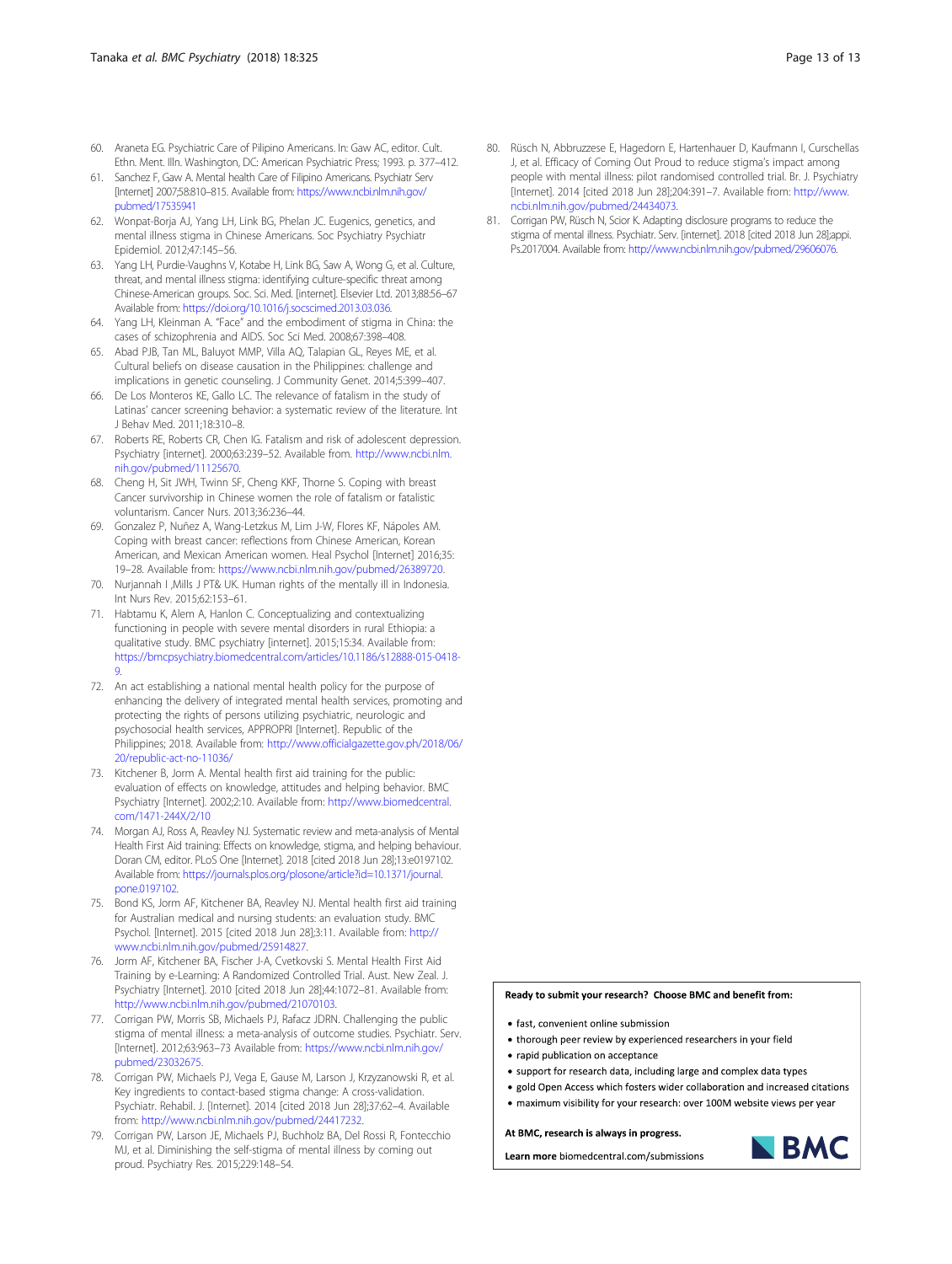60. Araneta EG. Psychiatric Care of Pilipino Americans. In: Gaw AC, editor. Cult. Ethn. Ment. Illn. Washington, DC: American Psychiatric Press; 1993. p. 377–412.
61. Sanchez F, Gaw A. Mental health Care of Filipino Americans. Psychiatr Serv [Internet] 2007;58:810–815. Available from: https://www.ncbi.nlm.nih.gov/pubmed/17535941
62. Wonpat-Borja AJ, Yang LH, Link BG, Phelan JC. Eugenics, genetics, and mental illness stigma in Chinese Americans. Soc Psychiatry Psychiatr Epidemiol. 2012;47:145–56.
63. Yang LH, Purdie-Vaughns V, Kotabe H, Link BG, Saw A, Wong G, et al. Culture, threat, and mental illness stigma: identifying culture-specific threat among Chinese-American groups. Soc. Sci. Med. [internet]. Elsevier Ltd. 2013;88:56–67 Available from: https://doi.org/10.1016/j.socscimed.2013.03.036.
64. Yang LH, Kleinman A. "Face" and the embodiment of stigma in China: the cases of schizophrenia and AIDS. Soc Sci Med. 2008;67:398–408.
65. Abad PJB, Tan ML, Baluyot MMP, Villa AQ, Talapian GL, Reyes ME, et al. Cultural beliefs on disease causation in the Philippines: challenge and implications in genetic counseling. J Community Genet. 2014;5:399–407.
66. De Los Monteros KE, Gallo LC. The relevance of fatalism in the study of Latinas' cancer screening behavior: a systematic review of the literature. Int J Behav Med. 2011;18:310–8.
67. Roberts RE, Roberts CR, Chen IG. Fatalism and risk of adolescent depression. Psychiatry [internet]. 2000;63:239–52. Available from. http://www.ncbi.nlm.nih.gov/pubmed/11125670.
68. Cheng H, Sit JWH, Twinn SF, Cheng KKF, Thorne S. Coping with breast Cancer survivorship in Chinese women the role of fatalism or fatalistic voluntarism. Cancer Nurs. 2013;36:236–44.
69. Gonzalez P, Nuñez A, Wang-Letzkus M, Lim J-W, Flores KF, Nápoles AM. Coping with breast cancer: reflections from Chinese American, Korean American, and Mexican American women. Heal Psychol [Internet] 2016;35: 19–28. Available from: https://www.ncbi.nlm.nih.gov/pubmed/26389720.
70. Nurjannah I ,Mills J PT& UK. Human rights of the mentally ill in Indonesia. Int Nurs Rev. 2015;62:153–61.
71. Habtamu K, Alem A, Hanlon C. Conceptualizing and contextualizing functioning in people with severe mental disorders in rural Ethiopia: a qualitative study. BMC psychiatry [internet]. 2015;15:34. Available from: https://bmcpsychiatry.biomedcentral.com/articles/10.1186/s12888-015-0418-9.
72. An act establishing a national mental health policy for the purpose of enhancing the delivery of integrated mental health services, promoting and protecting the rights of persons utilizing psychiatric, neurologic and psychosocial health services, APPROPRI [Internet]. Republic of the Philippines; 2018. Available from: http://www.officialgazette.gov.ph/2018/06/20/republic-act-no-11036/
73. Kitchener B, Jorm A. Mental health first aid training for the public: evaluation of effects on knowledge, attitudes and helping behavior. BMC Psychiatry [Internet]. 2002;2:10. Available from: http://www.biomedcentral.com/1471-244X/2/10
74. Morgan AJ, Ross A, Reavley NJ. Systematic review and meta-analysis of Mental Health First Aid training: Effects on knowledge, stigma, and helping behaviour. Doran CM, editor. PLoS One [Internet]. 2018 [cited 2018 Jun 28];13:e0197102. Available from: https://journals.plos.org/plosone/article?id=10.1371/journal.pone.0197102.
75. Bond KS, Jorm AF, Kitchener BA, Reavley NJ. Mental health first aid training for Australian medical and nursing students: an evaluation study. BMC Psychol. [Internet]. 2015 [cited 2018 Jun 28];3:11. Available from: http://www.ncbi.nlm.nih.gov/pubmed/25914827.
76. Jorm AF, Kitchener BA, Fischer J-A, Cvetkovski S. Mental Health First Aid Training by e-Learning: A Randomized Controlled Trial. Aust. New Zeal. J. Psychiatry [Internet]. 2010 [cited 2018 Jun 28];44:1072–81. Available from: http://www.ncbi.nlm.nih.gov/pubmed/21070103.
77. Corrigan PW, Morris SB, Michaels PJ, Rafacz JDRN. Challenging the public stigma of mental illness: a meta-analysis of outcome studies. Psychiatr. Serv. [Internet]. 2012;63:963–73 Available from: https://www.ncbi.nlm.nih.gov/pubmed/23032675.
78. Corrigan PW, Michaels PJ, Vega E, Gause M, Larson J, Krzyzanowski R, et al. Key ingredients to contact-based stigma change: A cross-validation. Psychiatr. Rehabil. J. [Internet]. 2014 [cited 2018 Jun 28];37:62–4. Available from: http://www.ncbi.nlm.nih.gov/pubmed/24417232.
79. Corrigan PW, Larson JE, Michaels PJ, Buchholz BA, Del Rossi R, Fontecchio MJ, et al. Diminishing the self-stigma of mental illness by coming out proud. Psychiatry Res. 2015;229:148–54.
80. Rüsch N, Abbruzzese E, Hagedorn E, Hartenhauer D, Kaufmann I, Curschellas J, et al. Efficacy of Coming Out Proud to reduce stigma's impact among people with mental illness: pilot randomised controlled trial. Br. J. Psychiatry [Internet]. 2014 [cited 2018 Jun 28];204:391–7. Available from: http://www.ncbi.nlm.nih.gov/pubmed/24434073.
81. Corrigan PW, Rüsch N, Scior K. Adapting disclosure programs to reduce the stigma of mental illness. Psychiatr. Serv. [internet]. 2018 [cited 2018 Jun 28];appi.Ps.2017004. Available from: http://www.ncbi.nlm.nih.gov/pubmed/29606076.

**Ready to submit your research? Choose BMC and benefit from:**

- fast, convenient online submission
- thorough peer review by experienced researchers in your field
- rapid publication on acceptance
- support for research data, including large and complex data types
- gold Open Access which fosters wider collaboration and increased citations
- maximum visibility for your research: over 100M website views per year

**At BMC, research is always in progress.**

**Learn more** biomedcentral.com/submissions

BMC